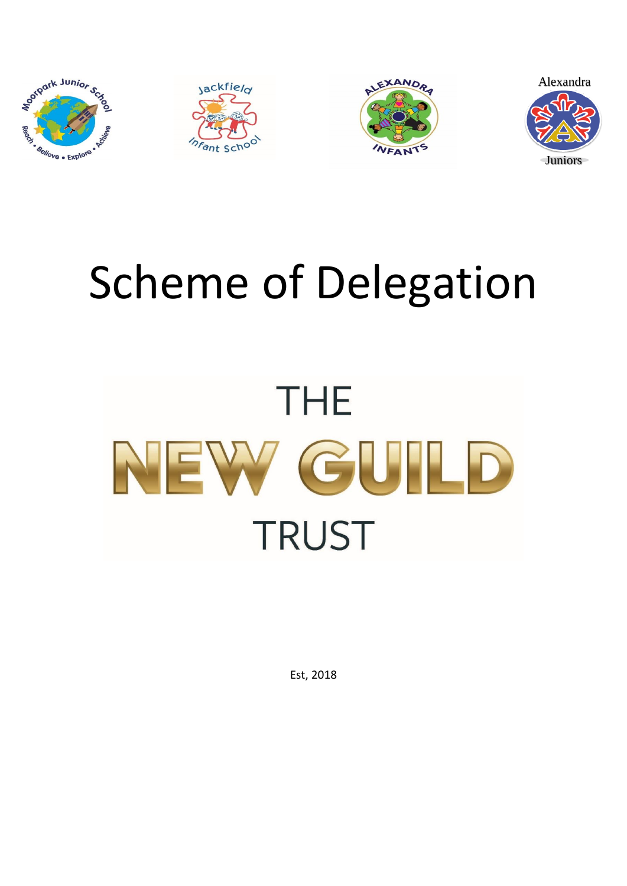# Scheme of Delegation

THE

NEW GUILD

TRUST

Est, 2018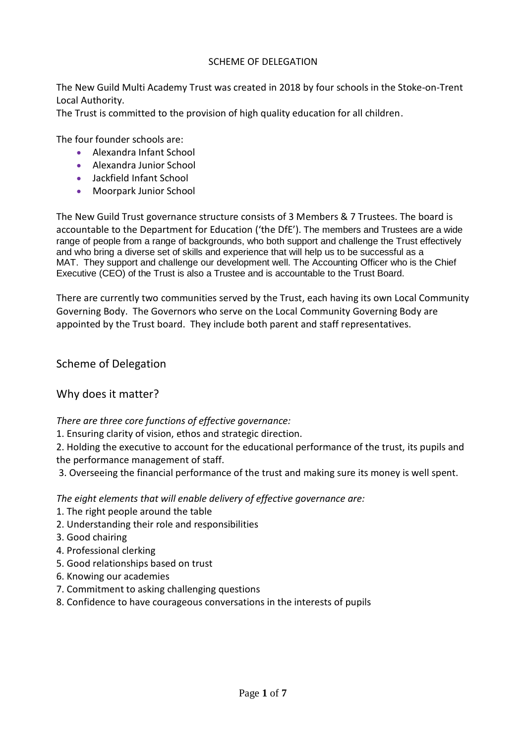SCHEME OF DELEGATION

The New Guild Multi Academy Trust was created in 2018 by four schools in the Stoke-on-Trent Local Authority.

The Trust is committed to the provision of high quality education for all children.

The four founder schools are:

- Alexandra Infant School
- Alexandra Junior School
- Jackfield Infant School
- Moorpark Junior School

The New Guild Trust governance structure consists of 3 Members & 7 Trustees. The board is accountable to the Department for Education ('the DfE'). The members and Trustees are a wide range of people from a range of backgrounds, who both support and challenge the Trust effectively and who bring a diverse set of skills and experience that will help us to be successful as a MAT. They support and challenge our development well. The Accounting Officer who is the Chief Executive (CEO) of the Trust is also a Trustee and is accountable to the Trust Board.

There are currently two communities served by the Trust, each having its own Local Community Governing Body. The Governors who serve on the Local Community Governing Body are appointed by the Trust board. They include both parent and staff representatives.

## Scheme of Delegation

## Why does it matter?

*There are three core functions of effective governance:*

1. Ensuring clarity of vision, ethos and strategic direction.
2. Holding the executive to account for the educational performance of the trust, its pupils and the performance management of staff.
3. Overseeing the financial performance of the trust and making sure its money is well spent.

*The eight elements that will enable delivery of effective governance are:*

1. The right people around the table
2. Understanding their role and responsibilities
3. Good chairing
4. Professional clerking
5. Good relationships based on trust
6. Knowing our academies
7. Commitment to asking challenging questions
8. Confidence to have courageous conversations in the interests of pupils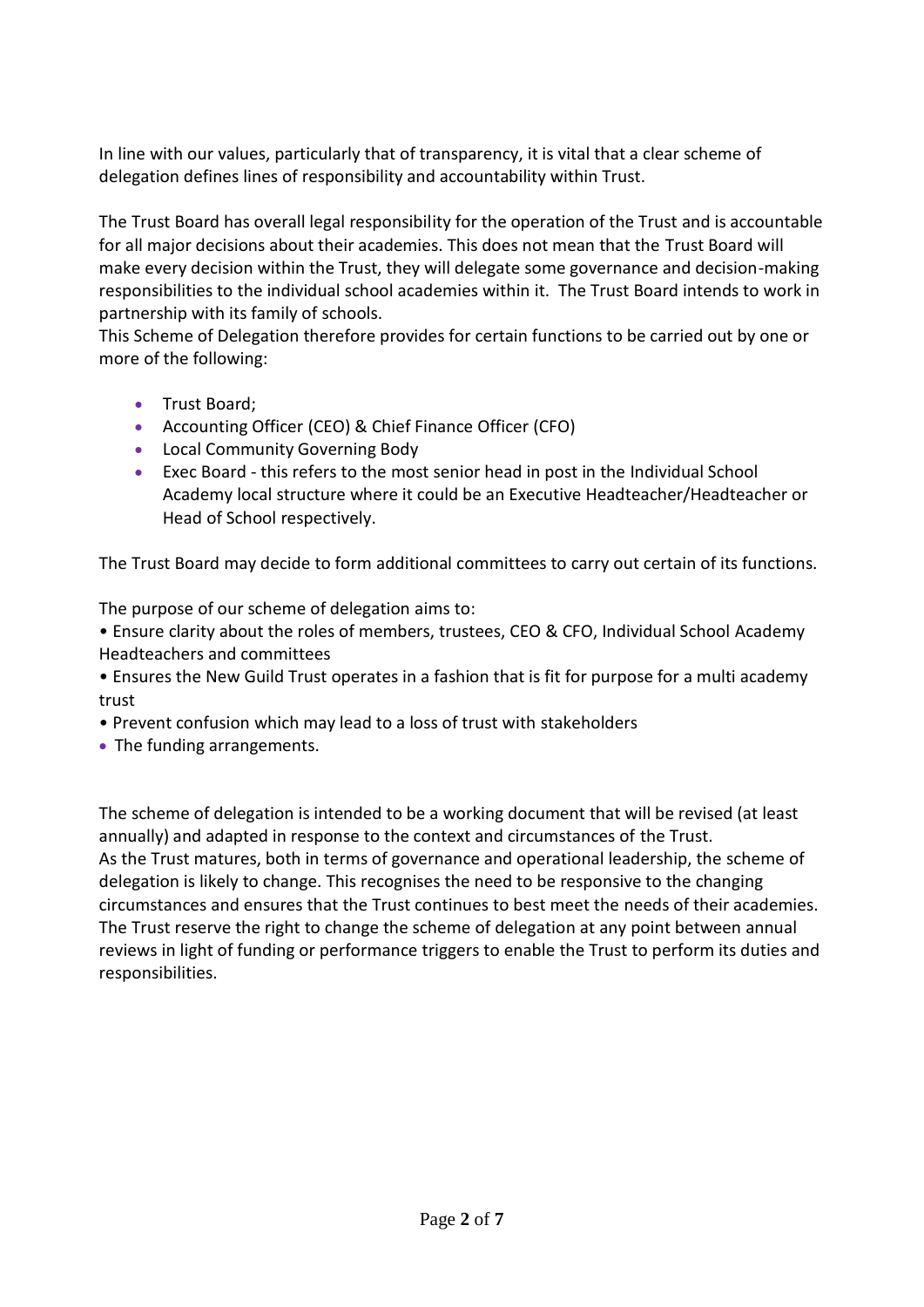In line with our values, particularly that of transparency, it is vital that a clear scheme of delegation defines lines of responsibility and accountability within Trust.

The Trust Board has overall legal responsibility for the operation of the Trust and is accountable for all major decisions about their academies. This does not mean that the Trust Board will make every decision within the Trust, they will delegate some governance and decision-making responsibilities to the individual school academies within it. The Trust Board intends to work in partnership with its family of schools.

This Scheme of Delegation therefore provides for certain functions to be carried out by one or more of the following:

- Trust Board;
- Accounting Officer (CEO) & Chief Finance Officer (CFO)
- Local Community Governing Body
- Exec Board - this refers to the most senior head in post in the Individual School Academy local structure where it could be an Executive Headteacher/Headteacher or Head of School respectively.

The Trust Board may decide to form additional committees to carry out certain of its functions.

The purpose of our scheme of delegation aims to:

- Ensure clarity about the roles of members, trustees, CEO & CFO, Individual School Academy Headteachers and committees
- Ensures the New Guild Trust operates in a fashion that is fit for purpose for a multi academy trust
- Prevent confusion which may lead to a loss of trust with stakeholders
- The funding arrangements.

The scheme of delegation is intended to be a working document that will be revised (at least annually) and adapted in response to the context and circumstances of the Trust.

As the Trust matures, both in terms of governance and operational leadership, the scheme of delegation is likely to change. This recognises the need to be responsive to the changing circumstances and ensures that the Trust continues to best meet the needs of their academies. The Trust reserve the right to change the scheme of delegation at any point between annual reviews in light of funding or performance triggers to enable the Trust to perform its duties and responsibilities.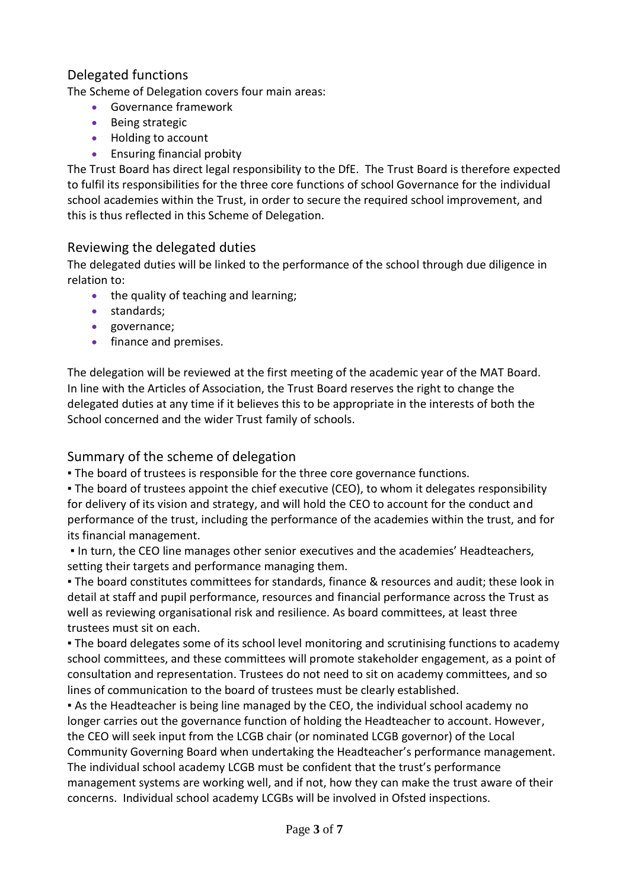## Delegated functions

The Scheme of Delegation covers four main areas:

- Governance framework
- Being strategic
- Holding to account
- Ensuring financial probity

The Trust Board has direct legal responsibility to the DfE. The Trust Board is therefore expected to fulfil its responsibilities for the three core functions of school Governance for the individual school academies within the Trust, in order to secure the required school improvement, and this is thus reflected in this Scheme of Delegation.

## Reviewing the delegated duties

The delegated duties will be linked to the performance of the school through due diligence in relation to:

- the quality of teaching and learning;
- standards;
- governance;
- finance and premises.

The delegation will be reviewed at the first meeting of the academic year of the MAT Board. In line with the Articles of Association, the Trust Board reserves the right to change the delegated duties at any time if it believes this to be appropriate in the interests of both the School concerned and the wider Trust family of schools.

## Summary of the scheme of delegation

- The board of trustees is responsible for the three core governance functions.
- The board of trustees appoint the chief executive (CEO), to whom it delegates responsibility for delivery of its vision and strategy, and will hold the CEO to account for the conduct and performance of the trust, including the performance of the academies within the trust, and for its financial management.
- In turn, the CEO line manages other senior executives and the academies' Headteachers, setting their targets and performance managing them.
- The board constitutes committees for standards, finance & resources and audit; these look in detail at staff and pupil performance, resources and financial performance across the Trust as well as reviewing organisational risk and resilience. As board committees, at least three trustees must sit on each.
- The board delegates some of its school level monitoring and scrutinising functions to academy school committees, and these committees will promote stakeholder engagement, as a point of consultation and representation. Trustees do not need to sit on academy committees, and so lines of communication to the board of trustees must be clearly established.
- As the Headteacher is being line managed by the CEO, the individual school academy no longer carries out the governance function of holding the Headteacher to account. However, the CEO will seek input from the LCGB chair (or nominated LCGB governor) of the Local Community Governing Board when undertaking the Headteacher's performance management. The individual school academy LCGB must be confident that the trust's performance management systems are working well, and if not, how they can make the trust aware of their concerns. Individual school academy LCGBs will be involved in Ofsted inspections.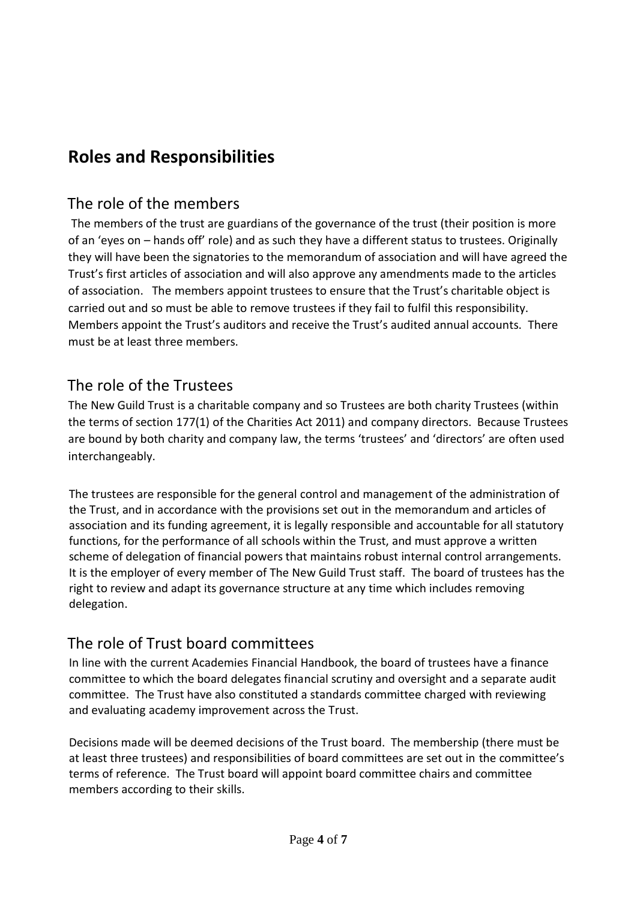# Roles and Responsibilities

## The role of the members

The members of the trust are guardians of the governance of the trust (their position is more of an 'eyes on – hands off' role) and as such they have a different status to trustees. Originally they will have been the signatories to the memorandum of association and will have agreed the Trust's first articles of association and will also approve any amendments made to the articles of association. The members appoint trustees to ensure that the Trust's charitable object is carried out and so must be able to remove trustees if they fail to fulfil this responsibility. Members appoint the Trust's auditors and receive the Trust's audited annual accounts. There must be at least three members.

## The role of the Trustees

The New Guild Trust is a charitable company and so Trustees are both charity Trustees (within the terms of section 177(1) of the Charities Act 2011) and company directors. Because Trustees are bound by both charity and company law, the terms 'trustees' and 'directors' are often used interchangeably.

The trustees are responsible for the general control and management of the administration of the Trust, and in accordance with the provisions set out in the memorandum and articles of association and its funding agreement, it is legally responsible and accountable for all statutory functions, for the performance of all schools within the Trust, and must approve a written scheme of delegation of financial powers that maintains robust internal control arrangements. It is the employer of every member of The New Guild Trust staff. The board of trustees has the right to review and adapt its governance structure at any time which includes removing delegation.

## The role of Trust board committees

In line with the current Academies Financial Handbook, the board of trustees have a finance committee to which the board delegates financial scrutiny and oversight and a separate audit committee. The Trust have also constituted a standards committee charged with reviewing and evaluating academy improvement across the Trust.

Decisions made will be deemed decisions of the Trust board. The membership (there must be at least three trustees) and responsibilities of board committees are set out in the committee's terms of reference. The Trust board will appoint board committee chairs and committee members according to their skills.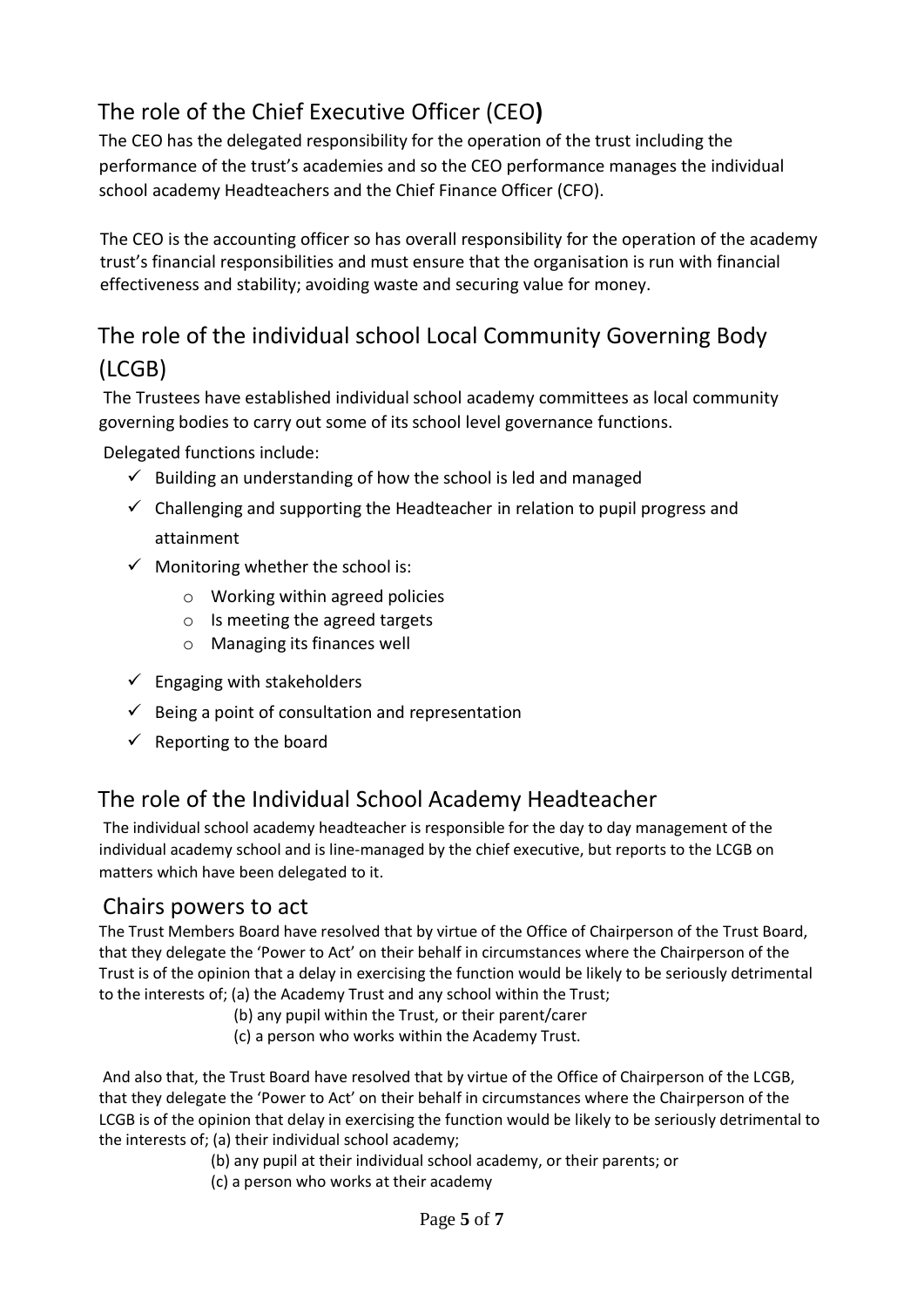## The role of the Chief Executive Officer (CEO**)**

The CEO has the delegated responsibility for the operation of the trust including the performance of the trust's academies and so the CEO performance manages the individual school academy Headteachers and the Chief Finance Officer (CFO).

The CEO is the accounting officer so has overall responsibility for the operation of the academy trust's financial responsibilities and must ensure that the organisation is run with financial effectiveness and stability; avoiding waste and securing value for money.

## The role of the individual school Local Community Governing Body (LCGB)

The Trustees have established individual school academy committees as local community governing bodies to carry out some of its school level governance functions.

Delegated functions include:

- ✓ Building an understanding of how the school is led and managed
- ✓ Challenging and supporting the Headteacher in relation to pupil progress and attainment
- ✓ Monitoring whether the school is:
  - o Working within agreed policies
  - o Is meeting the agreed targets
  - o Managing its finances well
- ✓ Engaging with stakeholders
- ✓ Being a point of consultation and representation
- ✓ Reporting to the board

## The role of the Individual School Academy Headteacher

The individual school academy headteacher is responsible for the day to day management of the individual academy school and is line-managed by the chief executive, but reports to the LCGB on matters which have been delegated to it.

## Chairs powers to act

The Trust Members Board have resolved that by virtue of the Office of Chairperson of the Trust Board, that they delegate the 'Power to Act' on their behalf in circumstances where the Chairperson of the Trust is of the opinion that a delay in exercising the function would be likely to be seriously detrimental to the interests of; (a) the Academy Trust and any school within the Trust;

(b) any pupil within the Trust, or their parent/carer

(c) a person who works within the Academy Trust.

And also that, the Trust Board have resolved that by virtue of the Office of Chairperson of the LCGB, that they delegate the 'Power to Act' on their behalf in circumstances where the Chairperson of the LCGB is of the opinion that delay in exercising the function would be likely to be seriously detrimental to the interests of; (a) their individual school academy;

(b) any pupil at their individual school academy, or their parents; or

(c) a person who works at their academy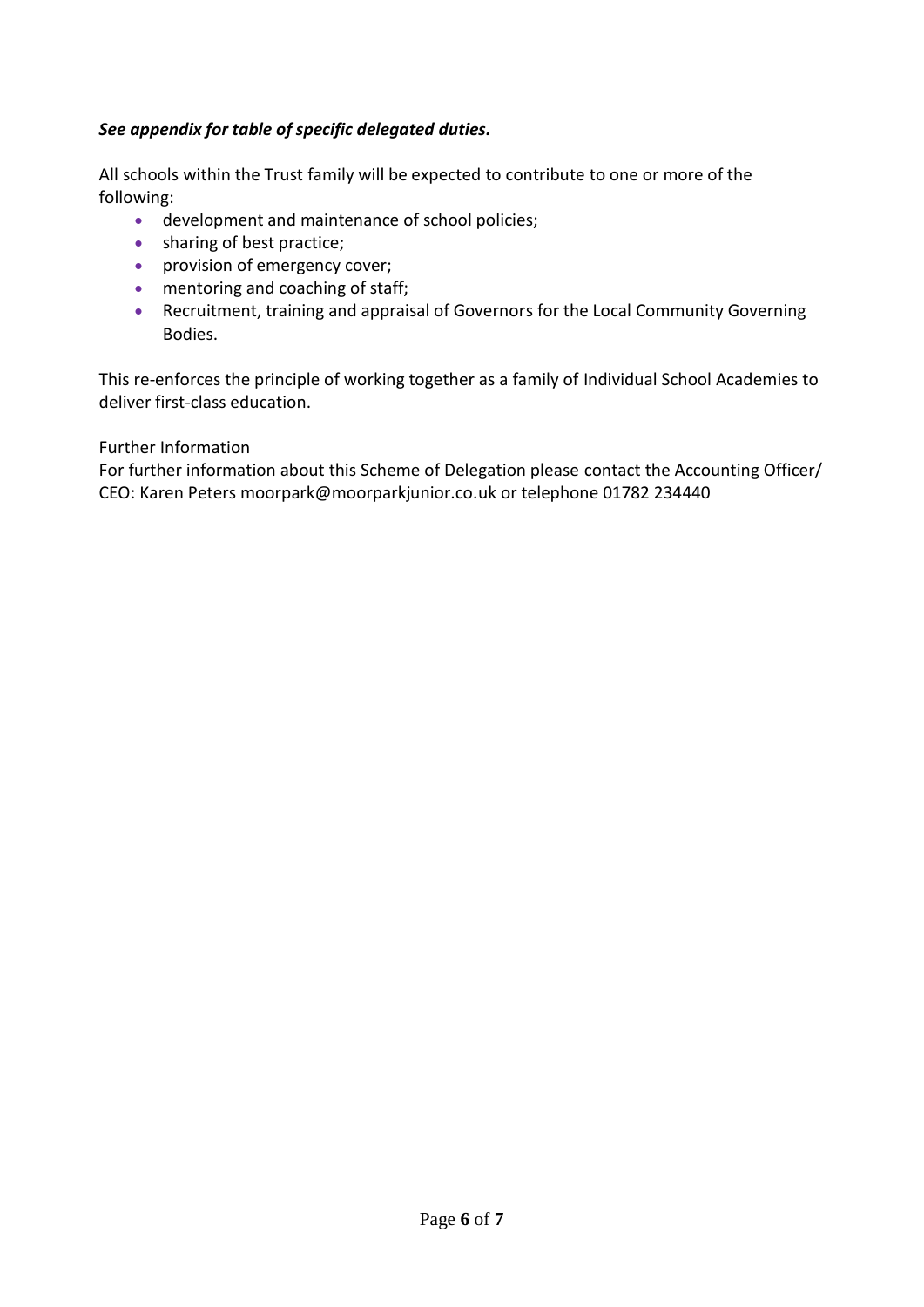***See appendix for table of specific delegated duties.***

All schools within the Trust family will be expected to contribute to one or more of the following:

- development and maintenance of school policies;
- sharing of best practice;
- provision of emergency cover;
- mentoring and coaching of staff;
- Recruitment, training and appraisal of Governors for the Local Community Governing Bodies.

This re-enforces the principle of working together as a family of Individual School Academies to deliver first-class education.

Further Information

For further information about this Scheme of Delegation please contact the Accounting Officer/ CEO: Karen Peters moorpark@moorparkjunior.co.uk or telephone 01782 234440